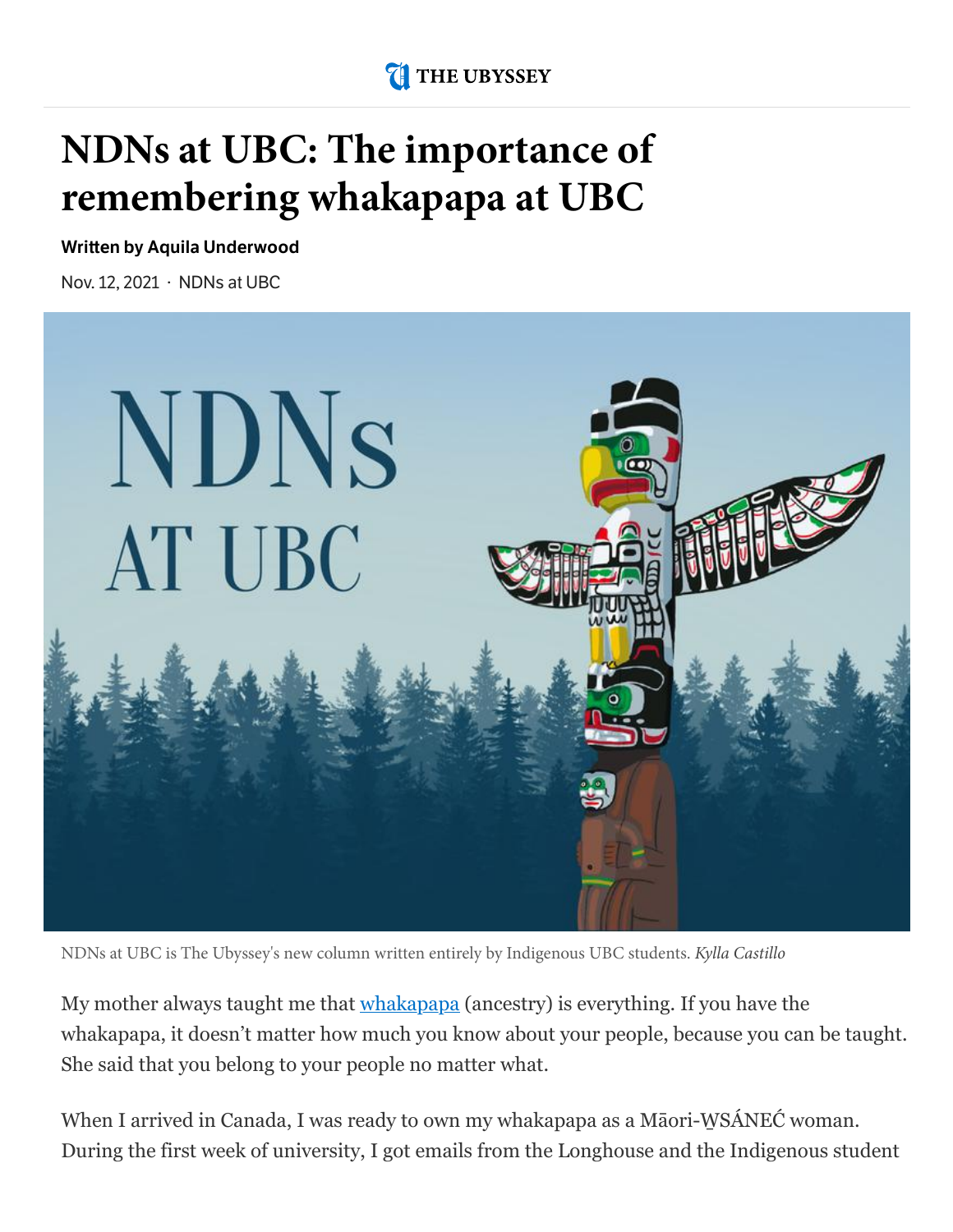THE UBYSSEY

# NDNs at UBC: The importance of remembering whakapapa at UBC

**Written by Aquila Underwood**

Nov. 12, 2021 · NDNs at UBC

NDNs at UBC is The Ubyssey's new column written entirely by Indigenous UBC students. *Kylla Castillo*

My mother always taught me that whakapapa (ancestry) is everything. If you have the whakapapa, it doesn't matter how much you know about your people, because you can be taught. She said that you belong to your people no matter what.

When I arrived in Canada, I was ready to own my whakapapa as a Māori-W̱SÁNEĆ woman. During the first week of university, I got emails from the Longhouse and the Indigenous student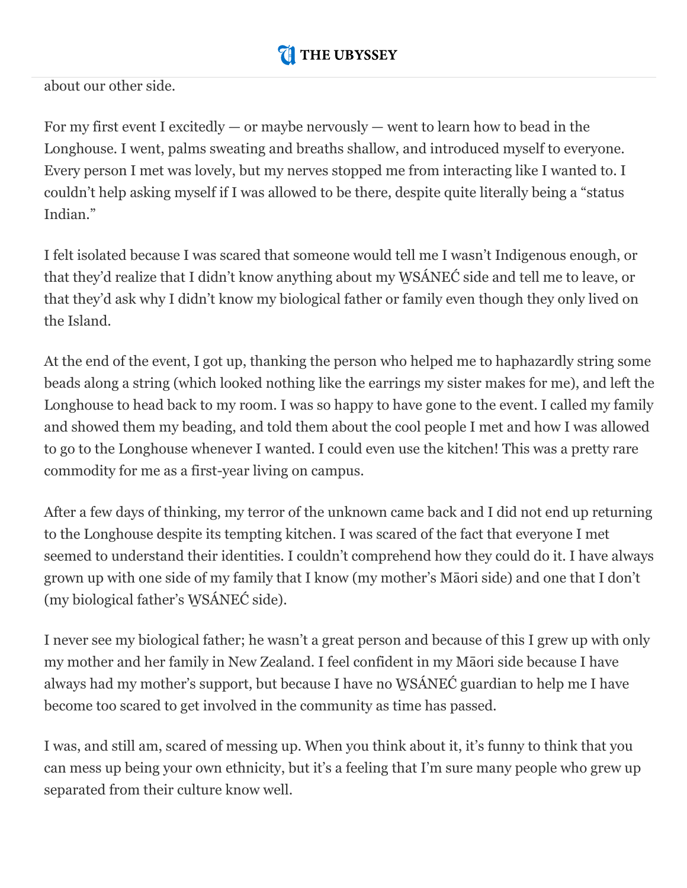about our other side.

For my first event I excitedly — or maybe nervously — went to learn how to bead in the Longhouse. I went, palms sweating and breaths shallow, and introduced myself to everyone. Every person I met was lovely, but my nerves stopped me from interacting like I wanted to. I couldn't help asking myself if I was allowed to be there, despite quite literally being a "status Indian."

I felt isolated because I was scared that someone would tell me I wasn't Indigenous enough, or that they'd realize that I didn't know anything about my W̱SÁNEĆ side and tell me to leave, or that they'd ask why I didn't know my biological father or family even though they only lived on the Island.

At the end of the event, I got up, thanking the person who helped me to haphazardly string some beads along a string (which looked nothing like the earrings my sister makes for me), and left the Longhouse to head back to my room. I was so happy to have gone to the event. I called my family and showed them my beading, and told them about the cool people I met and how I was allowed to go to the Longhouse whenever I wanted. I could even use the kitchen! This was a pretty rare commodity for me as a first-year living on campus.

After a few days of thinking, my terror of the unknown came back and I did not end up returning to the Longhouse despite its tempting kitchen. I was scared of the fact that everyone I met seemed to understand their identities. I couldn't comprehend how they could do it. I have always grown up with one side of my family that I know (my mother's Māori side) and one that I don't (my biological father's W̱SÁNEĆ side).

I never see my biological father; he wasn't a great person and because of this I grew up with only my mother and her family in New Zealand. I feel confident in my Māori side because I have always had my mother's support, but because I have no W̱SÁNEĆ guardian to help me I have become too scared to get involved in the community as time has passed.

I was, and still am, scared of messing up. When you think about it, it's funny to think that you can mess up being your own ethnicity, but it's a feeling that I'm sure many people who grew up separated from their culture know well.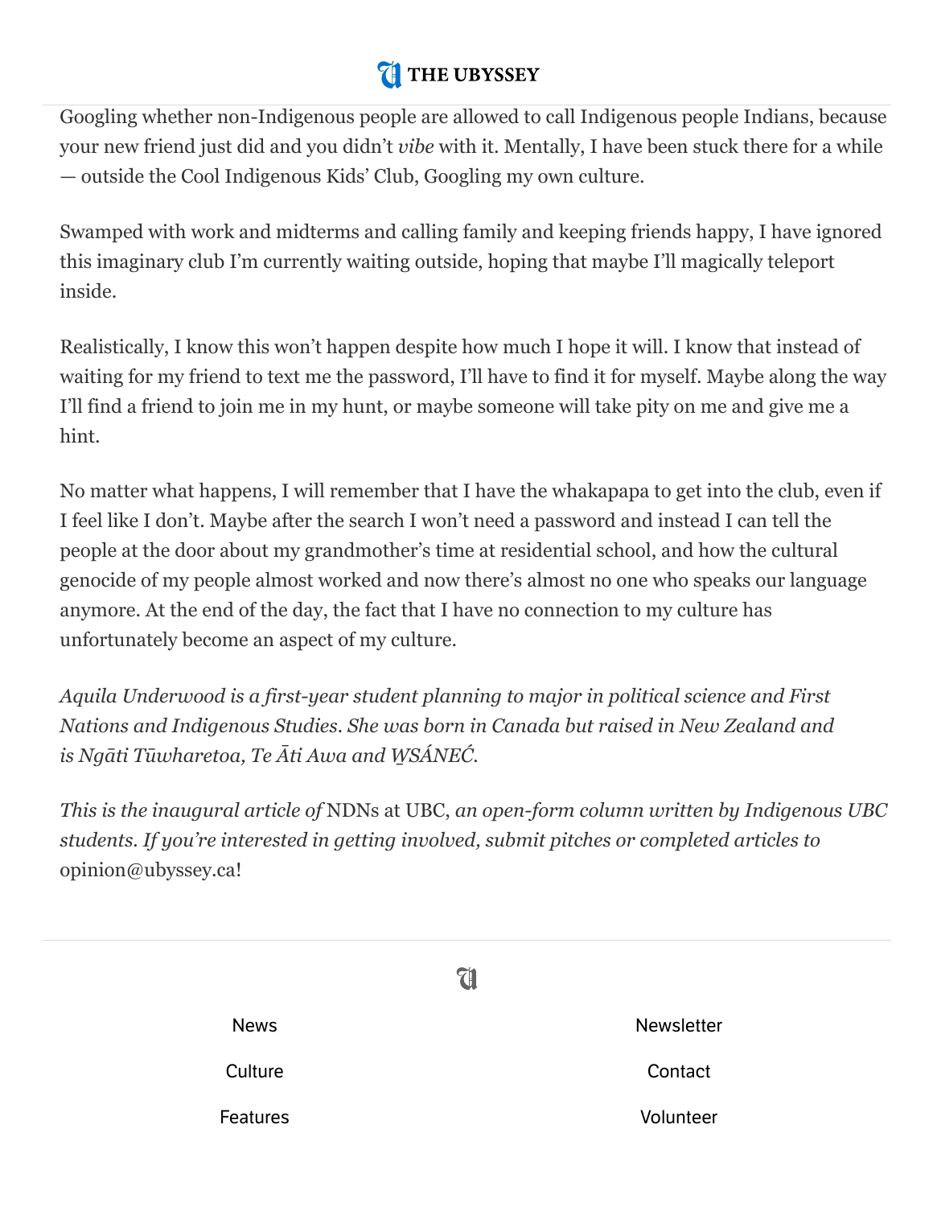Googling whether non-Indigenous people are allowed to call Indigenous people Indians, because your new friend just did and you didn't *vibe* with it. Mentally, I have been stuck there for a while — outside the Cool Indigenous Kids' Club, Googling my own culture.

Swamped with work and midterms and calling family and keeping friends happy, I have ignored this imaginary club I'm currently waiting outside, hoping that maybe I'll magically teleport inside.

Realistically, I know this won't happen despite how much I hope it will. I know that instead of waiting for my friend to text me the password, I'll have to find it for myself. Maybe along the way I'll find a friend to join me in my hunt, or maybe someone will take pity on me and give me a hint.

No matter what happens, I will remember that I have the whakapapa to get into the club, even if I feel like I don't. Maybe after the search I won't need a password and instead I can tell the people at the door about my grandmother's time at residential school, and how the cultural genocide of my people almost worked and now there's almost no one who speaks our language anymore. At the end of the day, the fact that I have no connection to my culture has unfortunately become an aspect of my culture.

*Aquila Underwood is a first-year student planning to major in political science and First Nations and Indigenous Studies. She was born in Canada but raised in New Zealand and is Ngāti Tūwharetoa, Te Āti Awa and W̱SÁNEĆ.*

*This is the inaugural article of* NDNs at UBC, *an open-form column written by Indigenous UBC students. If you're interested in getting involved, submit pitches or completed articles to* opinion@ubyssey.ca!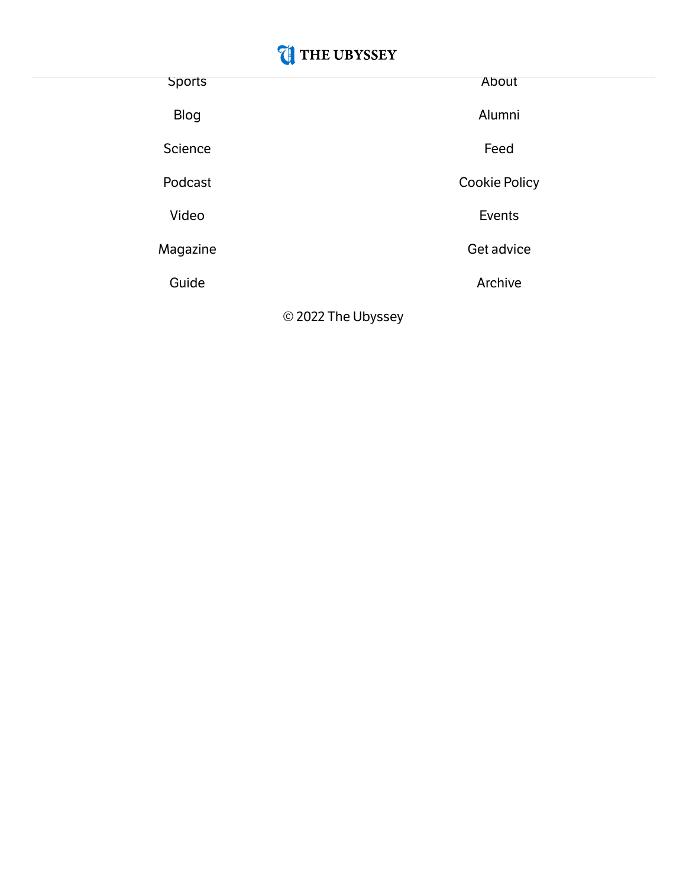THE UBYSSEY

Sports

Blog

Science

Podcast

Video

Magazine

Guide

About

Alumni

Feed

Cookie Policy

Events

Get advice

Archive

© 2022 The Ubyssey